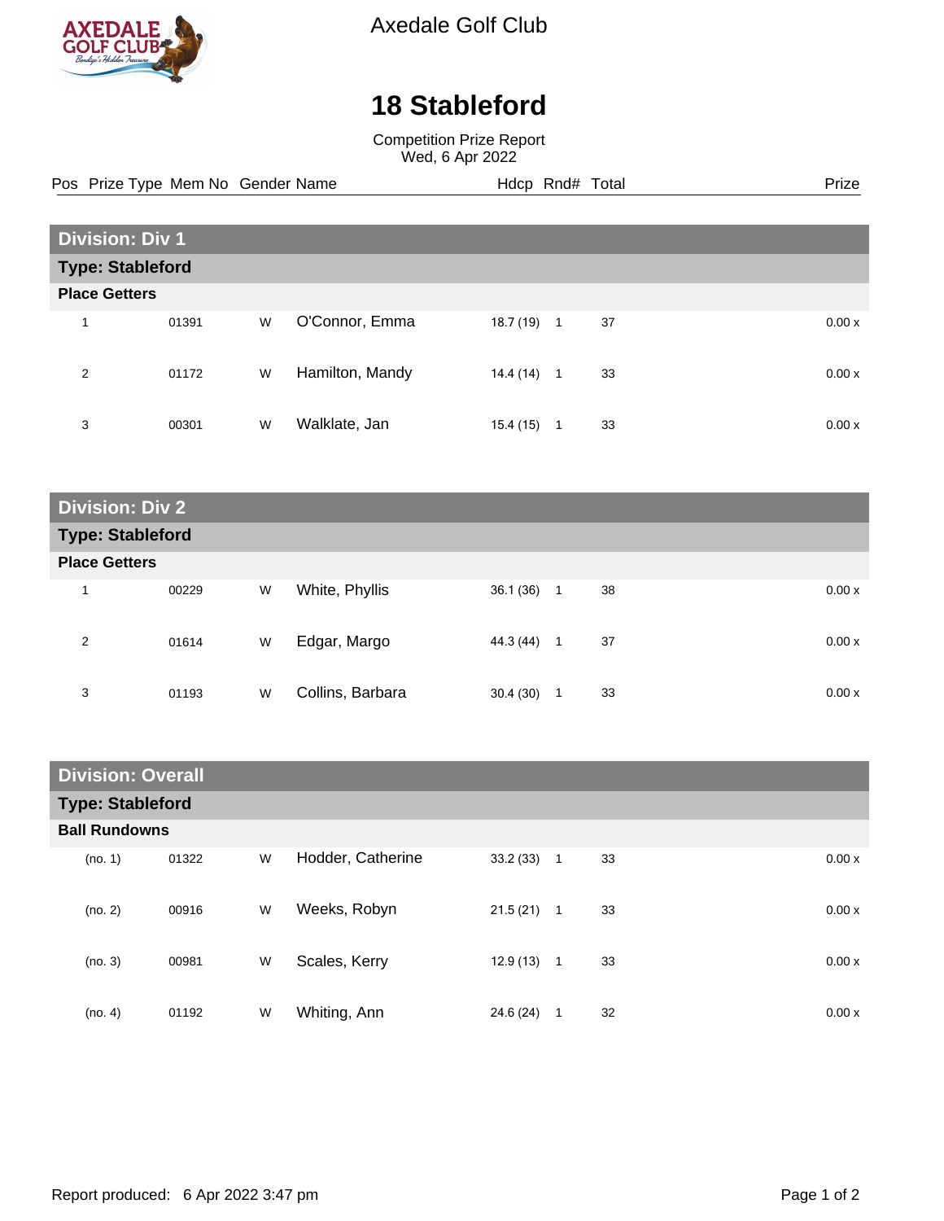# Axedale Golf Club

# 18 Stableford

Competition Prize Report
Wed, 6 Apr 2022

| Pos | Prize Type | Mem No | Gender | Name | Hdcp | Rnd# | Total | Prize |
|---|---|---|---|---|---|---|---|---|
| **Division: Div 1** | | | | | | | | |
| **Type: Stableford** | | | | | | | | |
| **Place Getters** | | | | | | | | |
| 1 | | 01391 | W | O'Connor, Emma | 18.7 (19) | 1 | 37 | 0.00 x |
| 2 | | 01172 | W | Hamilton, Mandy | 14.4 (14) | 1 | 33 | 0.00 x |
| 3 | | 00301 | W | Walklate, Jan | 15.4 (15) | 1 | 33 | 0.00 x |
| **Division: Div 2** | | | | | | | | |
| **Type: Stableford** | | | | | | | | |
| **Place Getters** | | | | | | | | |
| 1 | | 00229 | W | White, Phyllis | 36.1 (36) | 1 | 38 | 0.00 x |
| 2 | | 01614 | W | Edgar, Margo | 44.3 (44) | 1 | 37 | 0.00 x |
| 3 | | 01193 | W | Collins, Barbara | 30.4 (30) | 1 | 33 | 0.00 x |
| **Division: Overall** | | | | | | | | |
| **Type: Stableford** | | | | | | | | |
| **Ball Rundowns** | | | | | | | | |
| (no. 1) | | 01322 | W | Hodder, Catherine | 33.2 (33) | 1 | 33 | 0.00 x |
| (no. 2) | | 00916 | W | Weeks, Robyn | 21.5 (21) | 1 | 33 | 0.00 x |
| (no. 3) | | 00981 | W | Scales, Kerry | 12.9 (13) | 1 | 33 | 0.00 x |
| (no. 4) | | 01192 | W | Whiting, Ann | 24.6 (24) | 1 | 32 | 0.00 x |

Report produced: 6 Apr 2022 3:47 pm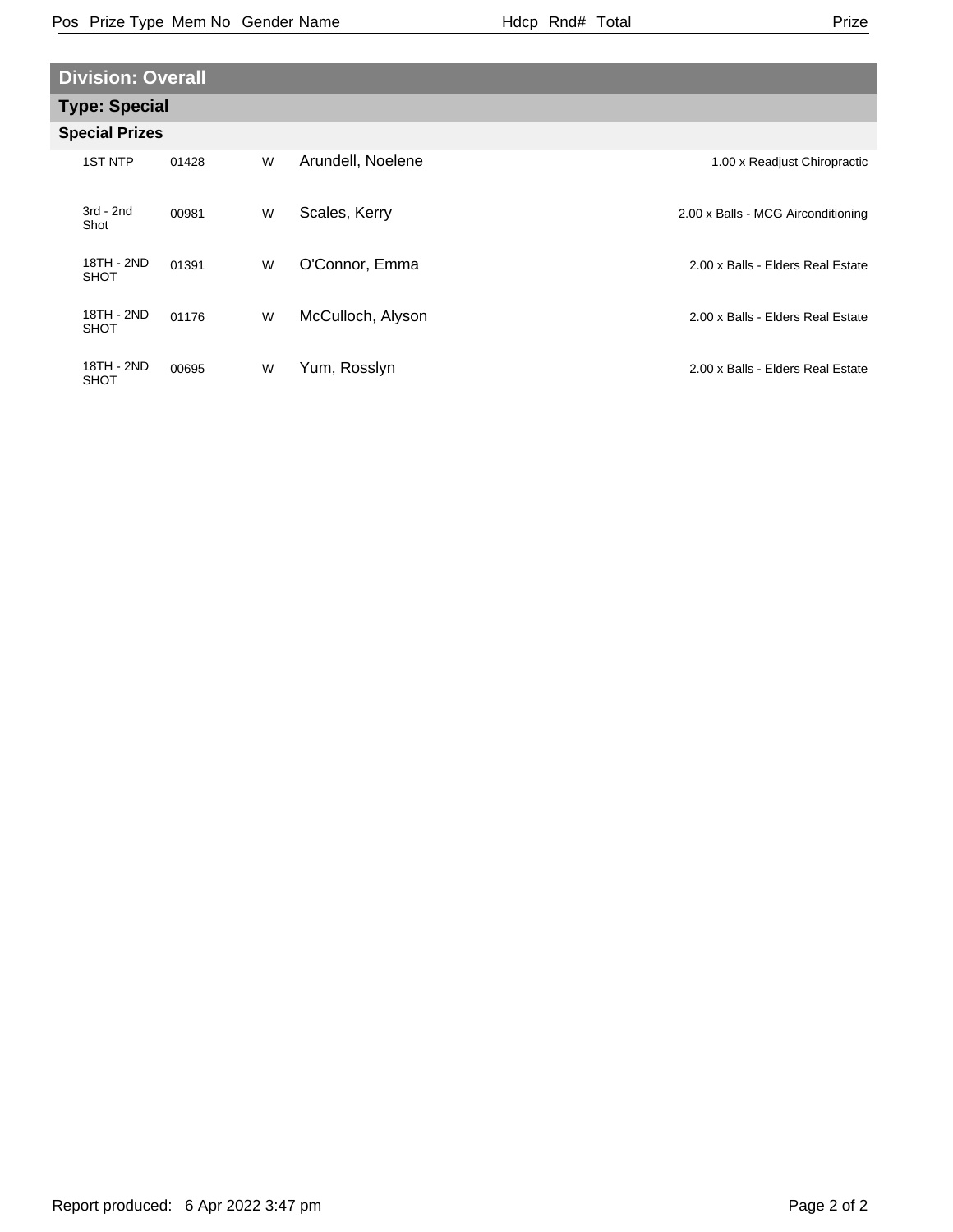## Division: Overall

### Type: Special

#### Special Prizes

| Pos | Prize Type | Mem No | Gender | Name | Hdcp | Rnd# | Total | Prize |
|---|---|---|---|---|---|---|---|---|
| | 1ST NTP | 01428 | W | Arundell, Noelene | | | | 1.00 x Readjust Chiropractic |
| | 3rd - 2nd Shot | 00981 | W | Scales, Kerry | | | | 2.00 x Balls - MCG Airconditioning |
| | 18TH - 2ND SHOT | 01391 | W | O'Connor, Emma | | | | 2.00 x Balls - Elders Real Estate |
| | 18TH - 2ND SHOT | 01176 | W | McCulloch, Alyson | | | | 2.00 x Balls - Elders Real Estate |
| | 18TH - 2ND SHOT | 00695 | W | Yum, Rosslyn | | | | 2.00 x Balls - Elders Real Estate |

Report produced: 6 Apr 2022 3:47 pm